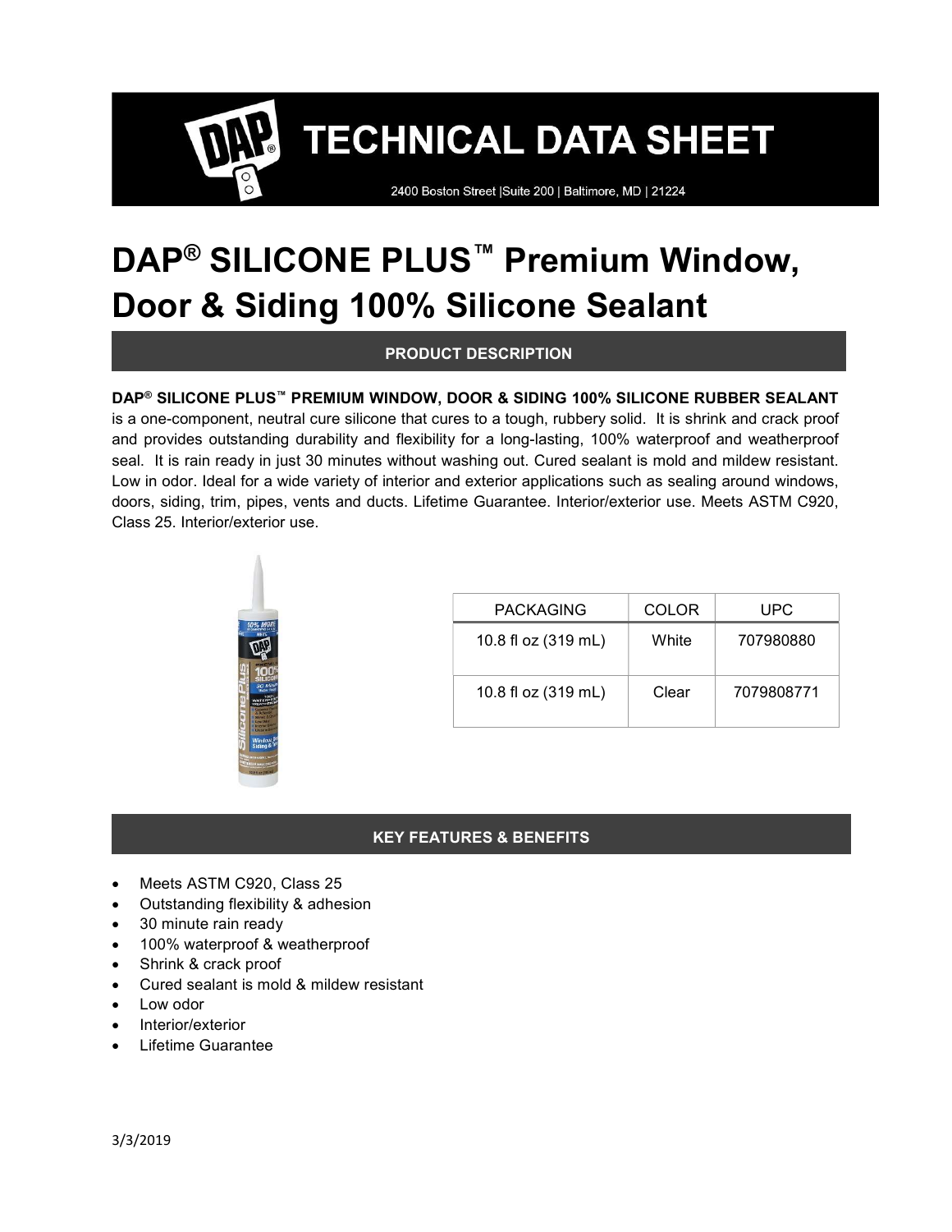# TECHNICAL DATA SHEET

2400 Boston Street |Suite 200 | Baltimore, MD | 21224

# DAP® SILICONE PLUS™ Premium Window, Door & Siding 100% Silicone Sealant

## PRODUCT DESCRIPTION

**DAP® SILICONE PLUS™ PREMIUM WINDOW, DOOR & SIDING 100% SILICONE RUBBER SEALANT** is a one-component, neutral cure silicone that cures to a tough, rubbery solid. It is shrink and crack proof and provides outstanding durability and flexibility for a long-lasting, 100% waterproof and weatherproof seal. It is rain ready in just 30 minutes without washing out. Cured sealant is mold and mildew resistant. Low in odor. Ideal for a wide variety of interior and exterior applications such as sealing around windows, doors, siding, trim, pipes, vents and ducts. Lifetime Guarantee. Interior/exterior use. Meets ASTM C920, Class 25. Interior/exterior use.

| PACKAGING | COLOR | UPC |
|---|---|---|
| 10.8 fl oz (319 mL) | White | 707980880 |
| 10.8 fl oz (319 mL) | Clear | 7079808771 |

## KEY FEATURES & BENEFITS

- Meets ASTM C920, Class 25
- Outstanding flexibility & adhesion
- 30 minute rain ready
- 100% waterproof & weatherproof
- Shrink & crack proof
- Cured sealant is mold & mildew resistant
- Low odor
- Interior/exterior
- Lifetime Guarantee

3/3/2019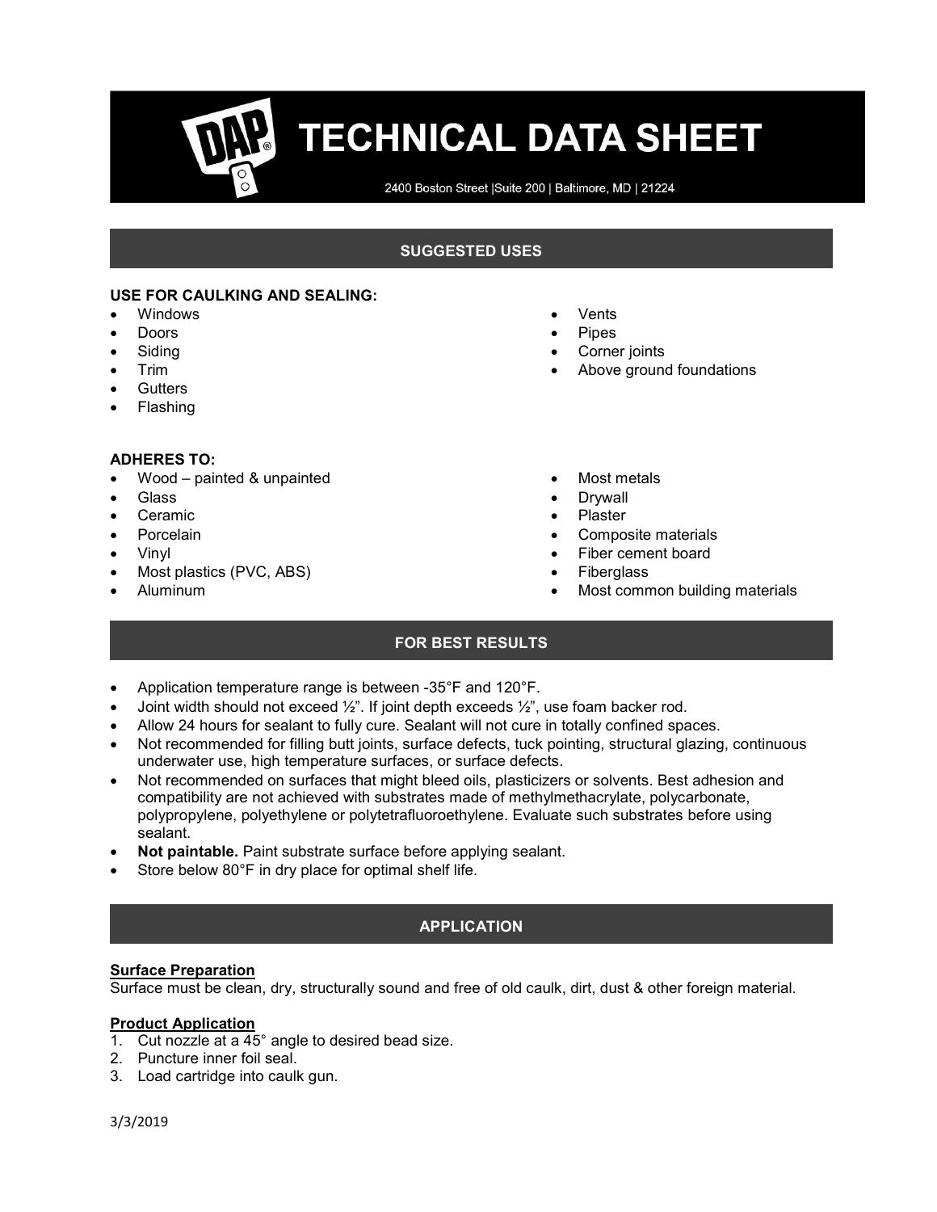# TECHNICAL DATA SHEET

2400 Boston Street |Suite 200 | Baltimore, MD | 21224

## SUGGESTED USES

**USE FOR CAULKING AND SEALING:**

- Windows
- Doors
- Siding
- Trim
- Gutters
- Flashing
- Vents
- Pipes
- Corner joints
- Above ground foundations

**ADHERES TO:**

- Wood – painted & unpainted
- Glass
- Ceramic
- Porcelain
- Vinyl
- Most plastics (PVC, ABS)
- Aluminum
- Most metals
- Drywall
- Plaster
- Composite materials
- Fiber cement board
- Fiberglass
- Most common building materials

## FOR BEST RESULTS

- Application temperature range is between -35°F and 120°F.
- Joint width should not exceed ½". If joint depth exceeds ½", use foam backer rod.
- Allow 24 hours for sealant to fully cure. Sealant will not cure in totally confined spaces.
- Not recommended for filling butt joints, surface defects, tuck pointing, structural glazing, continuous underwater use, high temperature surfaces, or surface defects.
- Not recommended on surfaces that might bleed oils, plasticizers or solvents. Best adhesion and compatibility are not achieved with substrates made of methylmethacrylate, polycarbonate, polypropylene, polyethylene or polytetrafluoroethylene. Evaluate such substrates before using sealant.
- **Not paintable.** Paint substrate surface before applying sealant.
- Store below 80°F in dry place for optimal shelf life.

## APPLICATION

**Surface Preparation**

Surface must be clean, dry, structurally sound and free of old caulk, dirt, dust & other foreign material.

**Product Application**

1. Cut nozzle at a 45° angle to desired bead size.
2. Puncture inner foil seal.
3. Load cartridge into caulk gun.

3/3/2019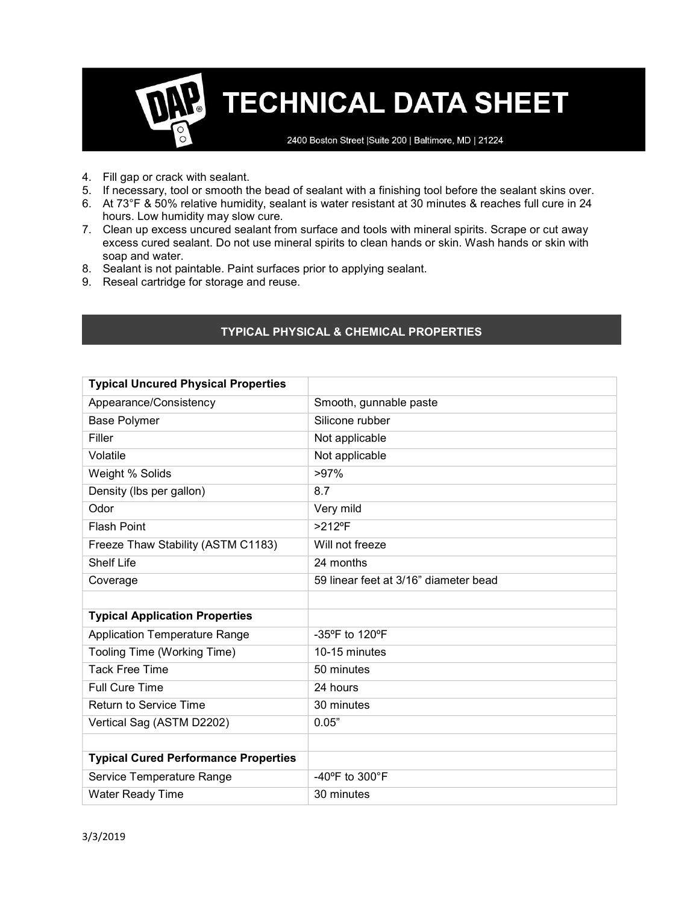4. Fill gap or crack with sealant.
5. If necessary, tool or smooth the bead of sealant with a finishing tool before the sealant skins over.
6. At 73°F & 50% relative humidity, sealant is water resistant at 30 minutes & reaches full cure in 24 hours. Low humidity may slow cure.
7. Clean up excess uncured sealant from surface and tools with mineral spirits. Scrape or cut away excess cured sealant. Do not use mineral spirits to clean hands or skin. Wash hands or skin with soap and water.
8. Sealant is not paintable. Paint surfaces prior to applying sealant.
9. Reseal cartridge for storage and reuse.

## TYPICAL PHYSICAL & CHEMICAL PROPERTIES

| **Typical Uncured Physical Properties** | |
|---|---|
| Appearance/Consistency | Smooth, gunnable paste |
| Base Polymer | Silicone rubber |
| Filler | Not applicable |
| Volatile | Not applicable |
| Weight % Solids | >97% |
| Density (lbs per gallon) | 8.7 |
| Odor | Very mild |
| Flash Point | >212ºF |
| Freeze Thaw Stability (ASTM C1183) | Will not freeze |
| Shelf Life | 24 months |
| Coverage | 59 linear feet at 3/16" diameter bead |
| | |
| **Typical Application Properties** | |
| Application Temperature Range | -35ºF to 120ºF |
| Tooling Time (Working Time) | 10-15 minutes |
| Tack Free Time | 50 minutes |
| Full Cure Time | 24 hours |
| Return to Service Time | 30 minutes |
| Vertical Sag (ASTM D2202) | 0.05" |
| | |
| **Typical Cured Performance Properties** | |
| Service Temperature Range | -40ºF to 300°F |
| Water Ready Time | 30 minutes |

3/3/2019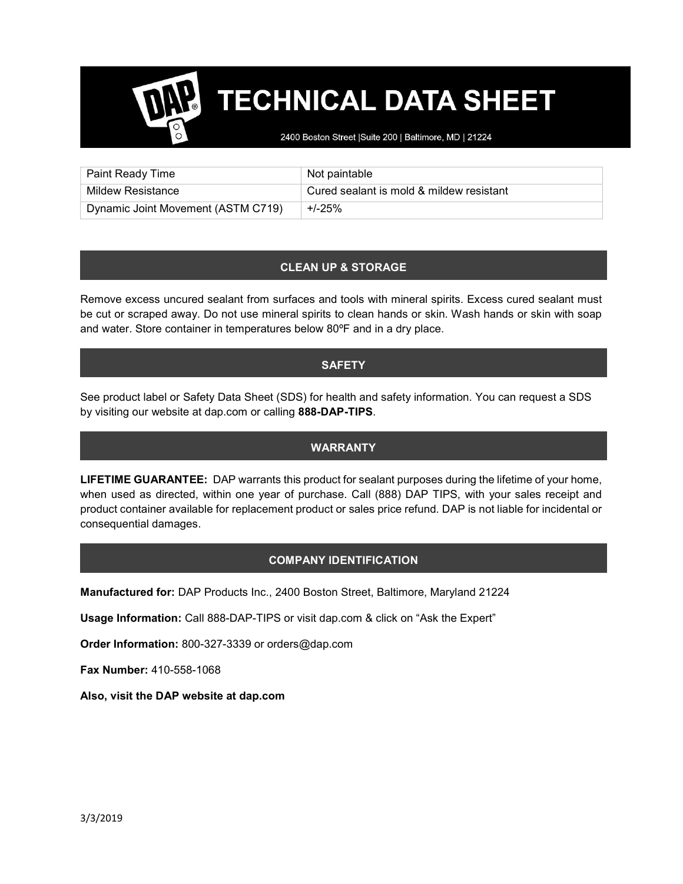| | |
|---|---|
| Paint Ready Time | Not paintable |
| Mildew Resistance | Cured sealant is mold & mildew resistant |
| Dynamic Joint Movement (ASTM C719) | +/-25% |

## CLEAN UP & STORAGE

Remove excess uncured sealant from surfaces and tools with mineral spirits. Excess cured sealant must be cut or scraped away. Do not use mineral spirits to clean hands or skin. Wash hands or skin with soap and water. Store container in temperatures below 80ºF and in a dry place.

## SAFETY

See product label or Safety Data Sheet (SDS) for health and safety information. You can request a SDS by visiting our website at dap.com or calling **888-DAP-TIPS**.

## WARRANTY

**LIFETIME GUARANTEE:** DAP warrants this product for sealant purposes during the lifetime of your home, when used as directed, within one year of purchase. Call (888) DAP TIPS, with your sales receipt and product container available for replacement product or sales price refund. DAP is not liable for incidental or consequential damages.

## COMPANY IDENTIFICATION

**Manufactured for:** DAP Products Inc., 2400 Boston Street, Baltimore, Maryland 21224

**Usage Information:** Call 888-DAP-TIPS or visit dap.com & click on "Ask the Expert"

**Order Information:** 800-327-3339 or orders@dap.com

**Fax Number:** 410-558-1068

**Also, visit the DAP website at dap.com**

3/3/2019